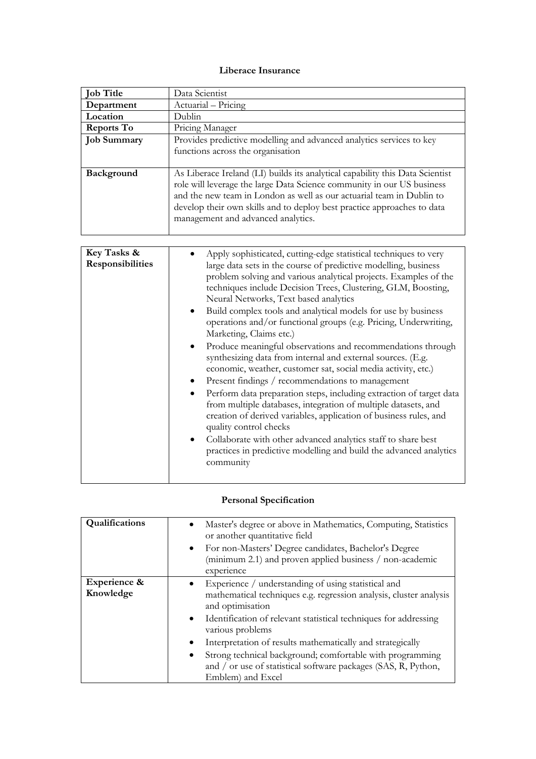# Liberace Insurance

| **Job Title** | Data Scientist |
|---|---|
| **Department** | Actuarial – Pricing |
| **Location** | Dublin |
| **Reports To** | Pricing Manager |
| **Job Summary** | Provides predictive modelling and advanced analytics services to key functions across the organisation |
| **Background** | As Liberace Ireland (LI) builds its analytical capability this Data Scientist role will leverage the large Data Science community in our US business and the new team in London as well as our actuarial team in Dublin to develop their own skills and to deploy best practice approaches to data management and advanced analytics. |

| **Key Tasks & Responsibilities** | |
|---|---|
| | • Apply sophisticated, cutting-edge statistical techniques to very large data sets in the course of predictive modelling, business problem solving and various analytical projects. Examples of the techniques include Decision Trees, Clustering, GLM, Boosting, Neural Networks, Text based analytics<br>• Build complex tools and analytical models for use by business operations and/or functional groups (e.g. Pricing, Underwriting, Marketing, Claims etc.)<br>• Produce meaningful observations and recommendations through synthesizing data from internal and external sources. (E.g. economic, weather, customer sat, social media activity, etc.)<br>• Present findings / recommendations to management<br>• Perform data preparation steps, including extraction of target data from multiple databases, integration of multiple datasets, and creation of derived variables, application of business rules, and quality control checks<br>• Collaborate with other advanced analytics staff to share best practices in predictive modelling and build the advanced analytics community |

## Personal Specification

| **Qualifications** | • Master's degree or above in Mathematics, Computing, Statistics or another quantitative field<br>• For non-Masters' Degree candidates, Bachelor's Degree (minimum 2.1) and proven applied business / non-academic experience |
|---|---|
| **Experience & Knowledge** | • Experience / understanding of using statistical and mathematical techniques e.g. regression analysis, cluster analysis and optimisation<br>• Identification of relevant statistical techniques for addressing various problems<br>• Interpretation of results mathematically and strategically<br>• Strong technical background; comfortable with programming and / or use of statistical software packages (SAS, R, Python, Emblem) and Excel |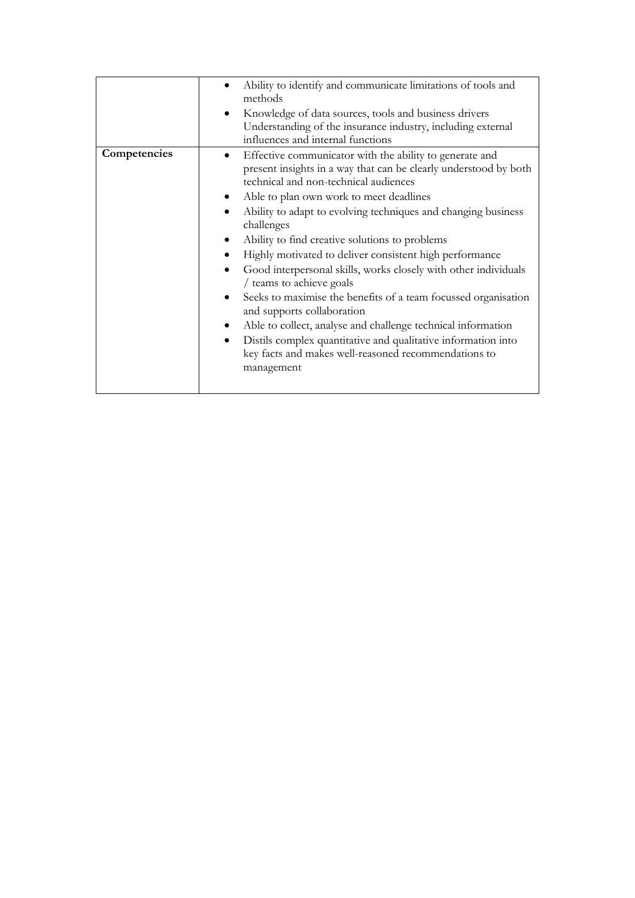| | |
|---|---|
| | • Ability to identify and communicate limitations of tools and methods<br>• Knowledge of data sources, tools and business drivers Understanding of the insurance industry, including external influences and internal functions |
| **Competencies** | • Effective communicator with the ability to generate and present insights in a way that can be clearly understood by both technical and non-technical audiences<br>• Able to plan own work to meet deadlines<br>• Ability to adapt to evolving techniques and changing business challenges<br>• Ability to find creative solutions to problems<br>• Highly motivated to deliver consistent high performance<br>• Good interpersonal skills, works closely with other individuals / teams to achieve goals<br>• Seeks to maximise the benefits of a team focussed organisation and supports collaboration<br>• Able to collect, analyse and challenge technical information<br>• Distils complex quantitative and qualitative information into key facts and makes well-reasoned recommendations to management |